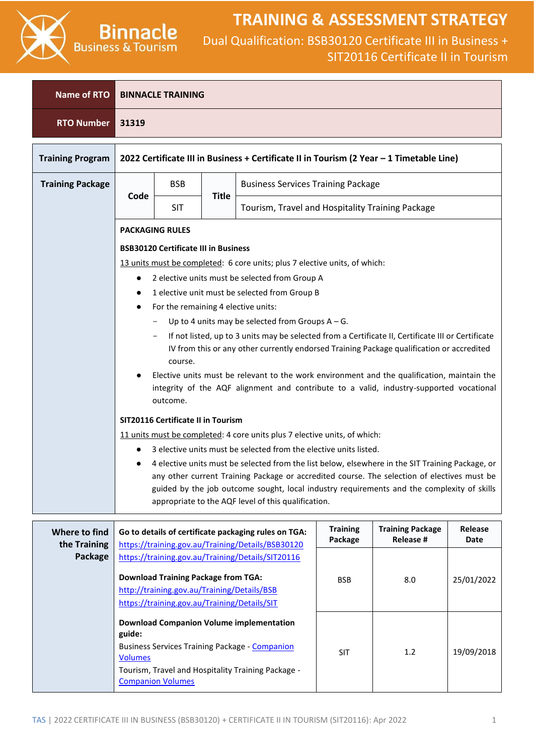# TRAINING & ASSESSMENT STRATEGY

## Dual Qualification: BSB30120 Certificate III in Business + SIT20116 Certificate II in Tourism

| Name of RTO | BINNACLE TRAINING |
|---|---|
| RTO Number | 31319 |

**Training Program:** 2022 Certificate III in Business + Certificate II in Tourism (2 Year – 1 Timetable Line)

**Training Package:**

| Code | | Title | |
|---|---|---|---|
| Code | BSB | Title | Business Services Training Package |
| | SIT | | Tourism, Travel and Hospitality Training Package |

**PACKAGING RULES**

**BSB30120 Certificate III in Business**

13 units must be completed: 6 core units; plus 7 elective units, of which:

- 2 elective units must be selected from Group A
- 1 elective unit must be selected from Group B
- For the remaining 4 elective units:
  - Up to 4 units may be selected from Groups A – G.
  - If not listed, up to 3 units may be selected from a Certificate II, Certificate III or Certificate IV from this or any other currently endorsed Training Package qualification or accredited course.
- Elective units must be relevant to the work environment and the qualification, maintain the integrity of the AQF alignment and contribute to a valid, industry-supported vocational outcome.

**SIT20116 Certificate II in Tourism**

11 units must be completed: 4 core units plus 7 elective units, of which:

- 3 elective units must be selected from the elective units listed.
- 4 elective units must be selected from the list below, elsewhere in the SIT Training Package, or any other current Training Package or accredited course. The selection of electives must be guided by the job outcome sought, local industry requirements and the complexity of skills appropriate to the AQF level of this qualification.

| Where to find the Training Package | | Training Package | Training Package Release # | Release Date |
|---|---|---|---|---|
| | **Go to details of certificate packaging rules on TGA:** https://training.gov.au/Training/Details/BSB30120 https://training.gov.au/Training/Details/SIT20116 **Download Training Package from TGA:** http://training.gov.au/Training/Details/BSB https://training.gov.au/Training/Details/SIT | BSB | 8.0 | 25/01/2022 |
| | **Download Companion Volume implementation guide:** Business Services Training Package - Companion Volumes Tourism, Travel and Hospitality Training Package - Companion Volumes | SIT | 1.2 | 19/09/2018 |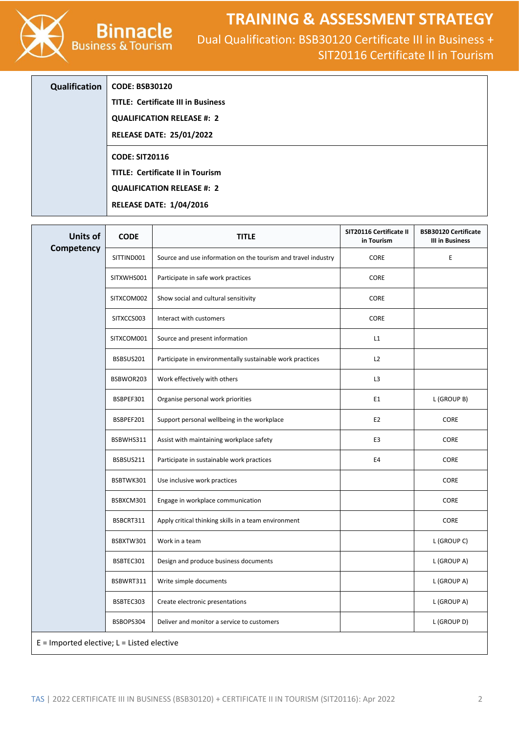# TRAINING & ASSESSMENT STRATEGY

Dual Qualification: BSB30120 Certificate III in Business + SIT20116 Certificate II in Tourism

| Qualification | |
|---|---|
| | **CODE: BSB30120**<br>**TITLE: Certificate III in Business**<br>**QUALIFICATION RELEASE #: 2**<br>**RELEASE DATE: 25/01/2022** |
| | **CODE: SIT20116**<br>**TITLE: Certificate II in Tourism**<br>**QUALIFICATION RELEASE #: 2**<br>**RELEASE DATE: 1/04/2016** |

| Units of Competency | CODE | TITLE | SIT20116 Certificate II in Tourism | BSB30120 Certificate III in Business |
|---|---|---|---|---|
| | SITTIND001 | Source and use information on the tourism and travel industry | CORE | E |
| | SITXWHS001 | Participate in safe work practices | CORE | |
| | SITXCOM002 | Show social and cultural sensitivity | CORE | |
| | SITXCCS003 | Interact with customers | CORE | |
| | SITXCOM001 | Source and present information | L1 | |
| | BSBSUS201 | Participate in environmentally sustainable work practices | L2 | |
| | BSBWOR203 | Work effectively with others | L3 | |
| | BSBPEF301 | Organise personal work priorities | E1 | L (GROUP B) |
| | BSBPEF201 | Support personal wellbeing in the workplace | E2 | CORE |
| | BSBWHS311 | Assist with maintaining workplace safety | E3 | CORE |
| | BSBSUS211 | Participate in sustainable work practices | E4 | CORE |
| | BSBTWK301 | Use inclusive work practices | | CORE |
| | BSBXCM301 | Engage in workplace communication | | CORE |
| | BSBCRT311 | Apply critical thinking skills in a team environment | | CORE |
| | BSBXTW301 | Work in a team | | L (GROUP C) |
| | BSBTEC301 | Design and produce business documents | | L (GROUP A) |
| | BSBWRT311 | Write simple documents | | L (GROUP A) |
| | BSBTEC303 | Create electronic presentations | | L (GROUP A) |
| | BSBOPS304 | Deliver and monitor a service to customers | | L (GROUP D) |

E = Imported elective; L = Listed elective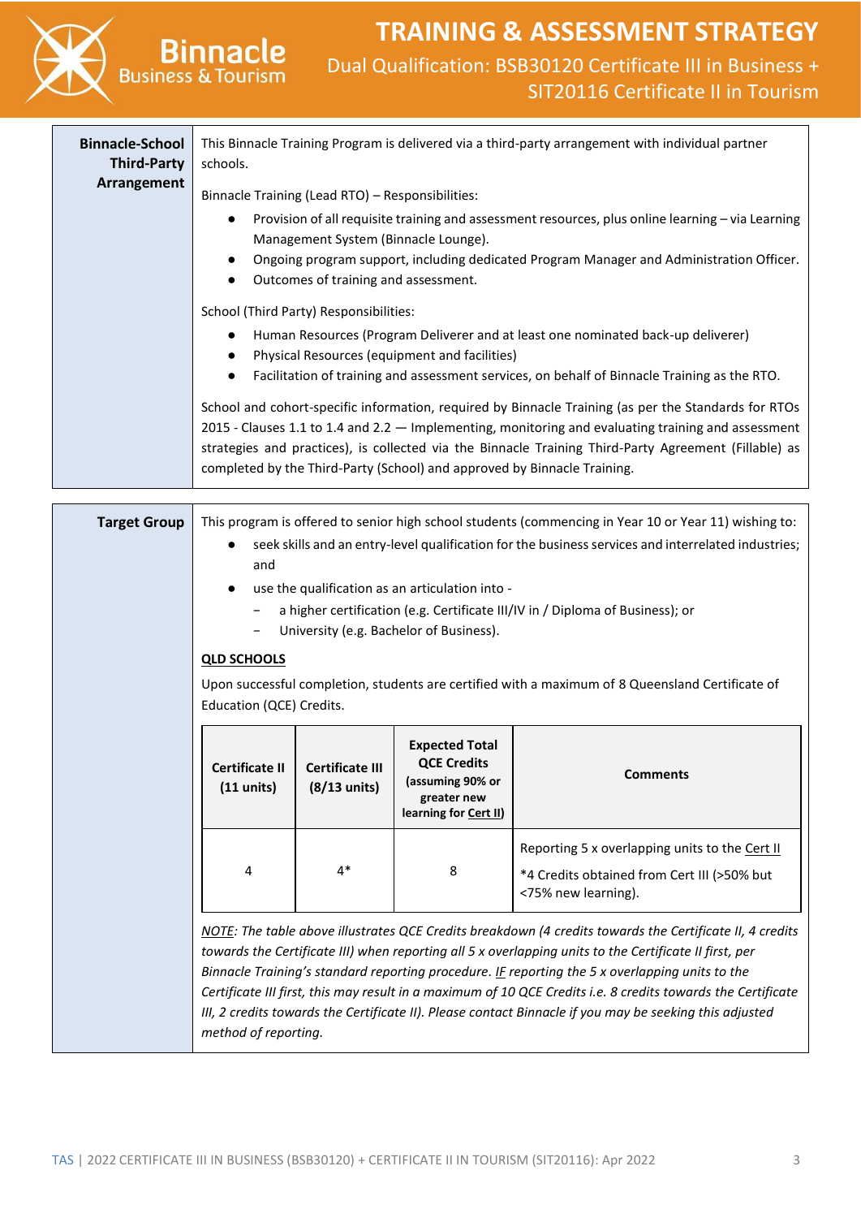| **Binnacle-School Third-Party Arrangement** | This Binnacle Training Program is delivered via a third-party arrangement with individual partner schools.<br><br>Binnacle Training (Lead RTO) – Responsibilities:<br>● Provision of all requisite training and assessment resources, plus online learning – via Learning Management System (Binnacle Lounge).<br>● Ongoing program support, including dedicated Program Manager and Administration Officer.<br>● Outcomes of training and assessment.<br><br>School (Third Party) Responsibilities:<br>● Human Resources (Program Deliverer and at least one nominated back-up deliverer)<br>● Physical Resources (equipment and facilities)<br>● Facilitation of training and assessment services, on behalf of Binnacle Training as the RTO.<br><br>School and cohort-specific information, required by Binnacle Training (as per the Standards for RTOs 2015 - Clauses 1.1 to 1.4 and 2.2 — Implementing, monitoring and evaluating training and assessment strategies and practices), is collected via the Binnacle Training Third-Party Agreement (Fillable) as completed by the Third-Party (School) and approved by Binnacle Training. |
|---|---|

**Target Group**

This program is offered to senior high school students (commencing in Year 10 or Year 11) wishing to:

- seek skills and an entry-level qualification for the business services and interrelated industries; and
- use the qualification as an articulation into -
  - a higher certification (e.g. Certificate III/IV in / Diploma of Business); or
  - University (e.g. Bachelor of Business).

**QLD SCHOOLS**

Upon successful completion, students are certified with a maximum of 8 Queensland Certificate of Education (QCE) Credits.

| Certificate II (11 units) | Certificate III (8/13 units) | Expected Total QCE Credits (assuming 90% or greater new learning for Cert II) | Comments |
|---|---|---|---|
| 4 | 4* | 8 | Reporting 5 x overlapping units to the Cert II<br>*4 Credits obtained from Cert III (>50% but <75% new learning). |

*NOTE: The table above illustrates QCE Credits breakdown (4 credits towards the Certificate II, 4 credits towards the Certificate III) when reporting all 5 x overlapping units to the Certificate II first, per Binnacle Training's standard reporting procedure. IF reporting the 5 x overlapping units to the Certificate III first, this may result in a maximum of 10 QCE Credits i.e. 8 credits towards the Certificate III, 2 credits towards the Certificate II). Please contact Binnacle if you may be seeking this adjusted method of reporting.*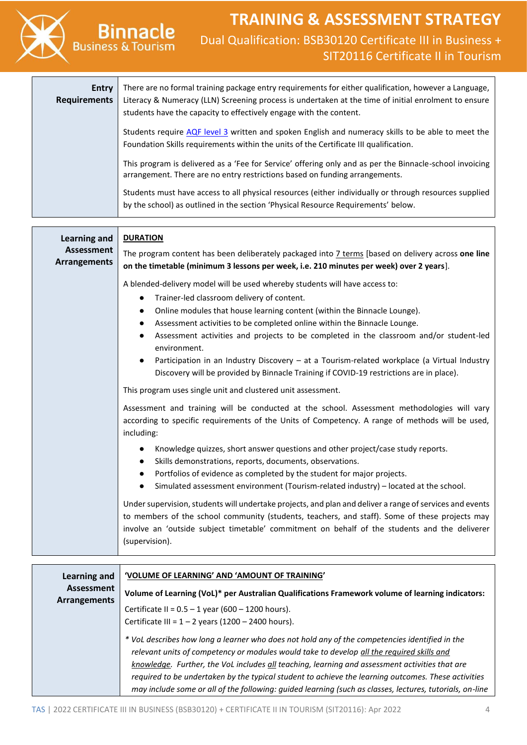| | |
|---|---|
| **Entry Requirements** | There are no formal training package entry requirements for either qualification, however a Language, Literacy & Numeracy (LLN) Screening process is undertaken at the time of initial enrolment to ensure students have the capacity to effectively engage with the content.<br><br>Students require [AQF level 3] written and spoken English and numeracy skills to be able to meet the Foundation Skills requirements within the units of the Certificate III qualification.<br><br>This program is delivered as a 'Fee for Service' offering only and as per the Binnacle-school invoicing arrangement. There are no entry restrictions based on funding arrangements.<br><br>Students must have access to all physical resources (either individually or through resources supplied by the school) as outlined in the section 'Physical Resource Requirements' below. |

| | |
|---|---|
| **Learning and Assessment Arrangements** | **DURATION**<br><br>The program content has been deliberately packaged into 7 terms [based on delivery across **one line on the timetable (minimum 3 lessons per week, i.e. 210 minutes per week) over 2 years**].<br><br>A blended-delivery model will be used whereby students will have access to:<br>● Trainer-led classroom delivery of content.<br>● Online modules that house learning content (within the Binnacle Lounge).<br>● Assessment activities to be completed online within the Binnacle Lounge.<br>● Assessment activities and projects to be completed in the classroom and/or student-led environment.<br>● Participation in an Industry Discovery – at a Tourism-related workplace (a Virtual Industry Discovery will be provided by Binnacle Training if COVID-19 restrictions are in place).<br><br>This program uses single unit and clustered unit assessment.<br><br>Assessment and training will be conducted at the school. Assessment methodologies will vary according to specific requirements of the Units of Competency. A range of methods will be used, including:<br>● Knowledge quizzes, short answer questions and other project/case study reports.<br>● Skills demonstrations, reports, documents, observations.<br>● Portfolios of evidence as completed by the student for major projects.<br>● Simulated assessment environment (Tourism-related industry) – located at the school.<br><br>Under supervision, students will undertake projects, and plan and deliver a range of services and events to members of the school community (students, teachers, and staff). Some of these projects may involve an 'outside subject timetable' commitment on behalf of the students and the deliverer (supervision). |

| | |
|---|---|
| **Learning and Assessment Arrangements** | **'VOLUME OF LEARNING' AND 'AMOUNT OF TRAINING'**<br><br>**Volume of Learning (VoL)* per Australian Qualifications Framework volume of learning indicators:**<br><br>Certificate II = 0.5 – 1 year (600 – 1200 hours).<br>Certificate III = 1 – 2 years (1200 – 2400 hours).<br><br>*\* VoL describes how long a learner who does not hold any of the competencies identified in the relevant units of competency or modules would take to develop all the required skills and knowledge. Further, the VoL includes all teaching, learning and assessment activities that are required to be undertaken by the typical student to achieve the learning outcomes. These activities may include some or all of the following: guided learning (such as classes, lectures, tutorials, on-line* |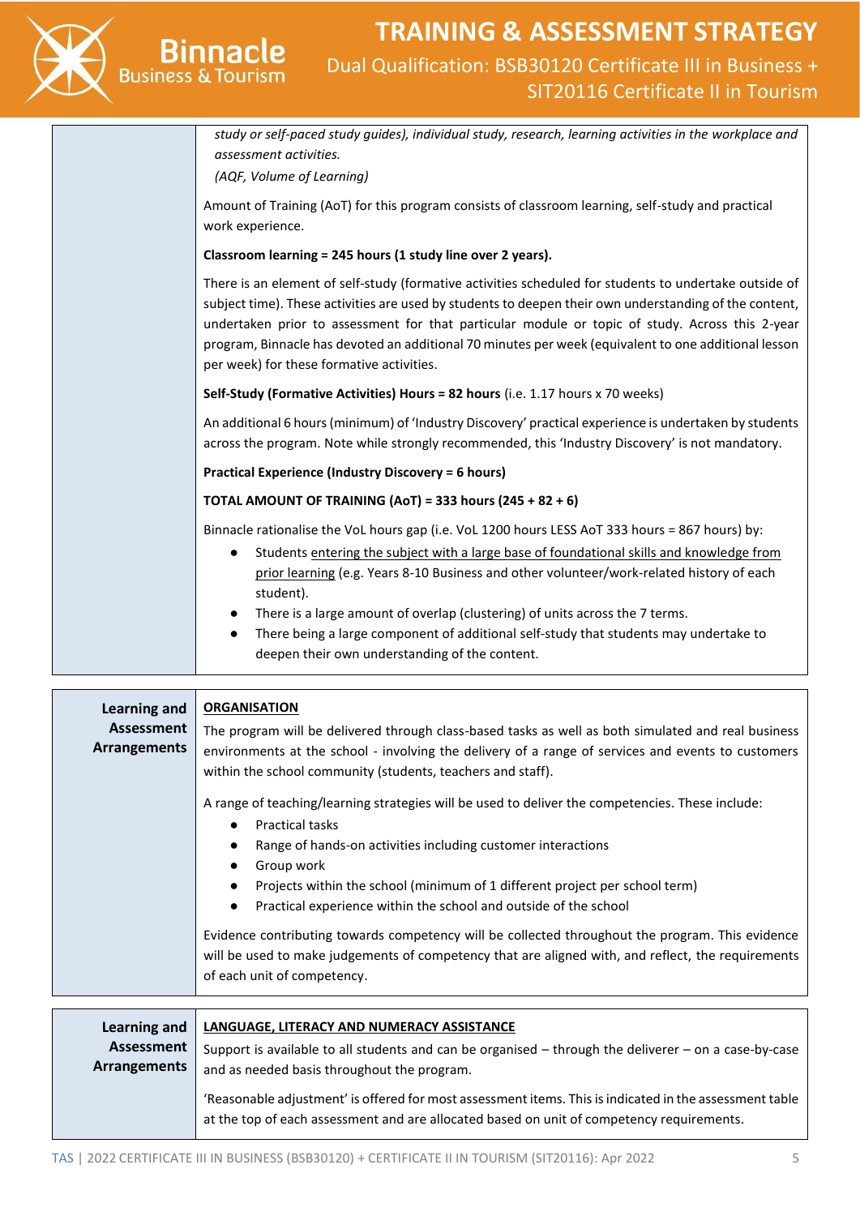| | |
|---|---|
| | *study or self-paced study guides), individual study, research, learning activities in the workplace and assessment activities.* <br> *(AQF, Volume of Learning)* <br><br> Amount of Training (AoT) for this program consists of classroom learning, self-study and practical work experience. <br><br> **Classroom learning = 245 hours (1 study line over 2 years).** <br><br> There is an element of self-study (formative activities scheduled for students to undertake outside of subject time). These activities are used by students to deepen their own understanding of the content, undertaken prior to assessment for that particular module or topic of study. Across this 2-year program, Binnacle has devoted an additional 70 minutes per week (equivalent to one additional lesson per week) for these formative activities. <br><br> **Self-Study (Formative Activities) Hours = 82 hours** (i.e. 1.17 hours x 70 weeks) <br><br> An additional 6 hours (minimum) of 'Industry Discovery' practical experience is undertaken by students across the program. Note while strongly recommended, this 'Industry Discovery' is not mandatory. <br><br> **Practical Experience (Industry Discovery = 6 hours)** <br><br> **TOTAL AMOUNT OF TRAINING (AoT) = 333 hours (245 + 82 + 6)** <br><br> Binnacle rationalise the VoL hours gap (i.e. VoL 1200 hours LESS AoT 333 hours = 867 hours) by: <br> • Students entering the subject with a large base of foundational skills and knowledge from prior learning (e.g. Years 8-10 Business and other volunteer/work-related history of each student). <br> • There is a large amount of overlap (clustering) of units across the 7 terms. <br> • There being a large component of additional self-study that students may undertake to deepen their own understanding of the content. |

| | |
|---|---|
| **Learning and Assessment Arrangements** | **ORGANISATION** <br> The program will be delivered through class-based tasks as well as both simulated and real business environments at the school - involving the delivery of a range of services and events to customers within the school community (students, teachers and staff). <br><br> A range of teaching/learning strategies will be used to deliver the competencies. These include: <br> • Practical tasks <br> • Range of hands-on activities including customer interactions <br> • Group work <br> • Projects within the school (minimum of 1 different project per school term) <br> • Practical experience within the school and outside of the school <br><br> Evidence contributing towards competency will be collected throughout the program. This evidence will be used to make judgements of competency that are aligned with, and reflect, the requirements of each unit of competency. |

| | |
|---|---|
| **Learning and Assessment Arrangements** | **LANGUAGE, LITERACY AND NUMERACY ASSISTANCE** <br> Support is available to all students and can be organised – through the deliverer – on a case-by-case and as needed basis throughout the program. <br><br> 'Reasonable adjustment' is offered for most assessment items. This is indicated in the assessment table at the top of each assessment and are allocated based on unit of competency requirements. |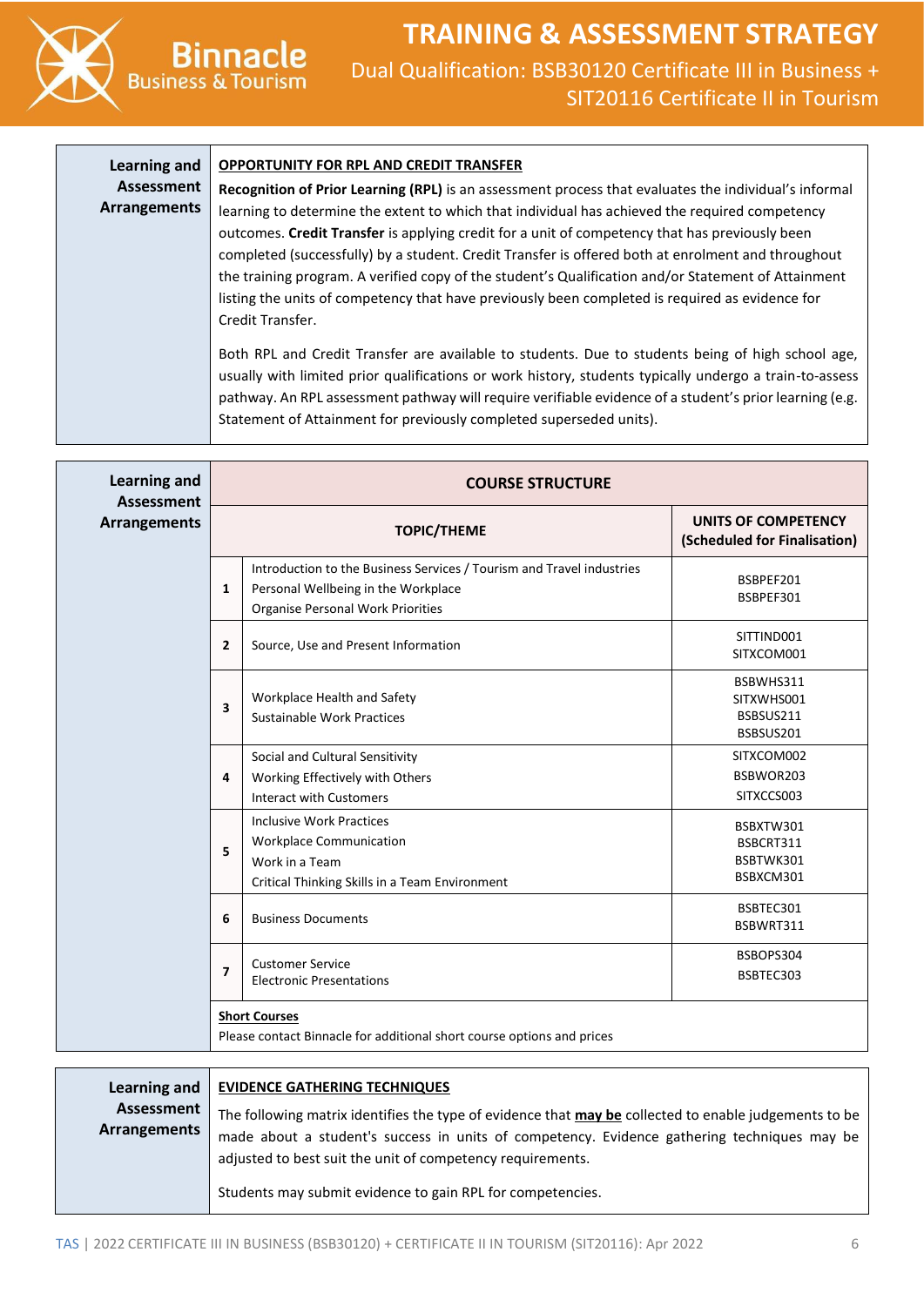| Learning and Assessment Arrangements | **OPPORTUNITY FOR RPL AND CREDIT TRANSFER** |
|---|---|
| | **Recognition of Prior Learning (RPL)** is an assessment process that evaluates the individual's informal learning to determine the extent to which that individual has achieved the required competency outcomes. **Credit Transfer** is applying credit for a unit of competency that has previously been completed (successfully) by a student. Credit Transfer is offered both at enrolment and throughout the training program. A verified copy of the student's Qualification and/or Statement of Attainment listing the units of competency that have previously been completed is required as evidence for Credit Transfer. |
| | Both RPL and Credit Transfer are available to students. Due to students being of high school age, usually with limited prior qualifications or work history, students typically undergo a train-to-assess pathway. An RPL assessment pathway will require verifiable evidence of a student's prior learning (e.g. Statement of Attainment for previously completed superseded units). |

**Learning and Assessment Arrangements**

**COURSE STRUCTURE**

| | TOPIC/THEME | UNITS OF COMPETENCY (Scheduled for Finalisation) |
|---|---|---|
| 1 | Introduction to the Business Services / Tourism and Travel industries<br>Personal Wellbeing in the Workplace<br>Organise Personal Work Priorities | BSBPEF201<br>BSBPEF301 |
| 2 | Source, Use and Present Information | SITTIND001<br>SITXCOM001 |
| 3 | Workplace Health and Safety<br>Sustainable Work Practices | BSBWHS311<br>SITXWHS001<br>BSBSUS211<br>BSBSUS201 |
| 4 | Social and Cultural Sensitivity<br>Working Effectively with Others<br>Interact with Customers | SITXCOM002<br>BSBWOR203<br>SITXCCS003 |
| 5 | Inclusive Work Practices<br>Workplace Communication<br>Work in a Team<br>Critical Thinking Skills in a Team Environment | BSBXTW301<br>BSBCRT311<br>BSBTWK301<br>BSBXCM301 |
| 6 | Business Documents | BSBTEC301<br>BSBWRT311 |
| 7 | Customer Service<br>Electronic Presentations | BSBOPS304<br>BSBTEC303 |

**Short Courses**

Please contact Binnacle for additional short course options and prices

| Learning and Assessment Arrangements | **EVIDENCE GATHERING TECHNIQUES** |
|---|---|
| | The following matrix identifies the type of evidence that **may be** collected to enable judgements to be made about a student's success in units of competency. Evidence gathering techniques may be adjusted to best suit the unit of competency requirements. |
| | Students may submit evidence to gain RPL for competencies. |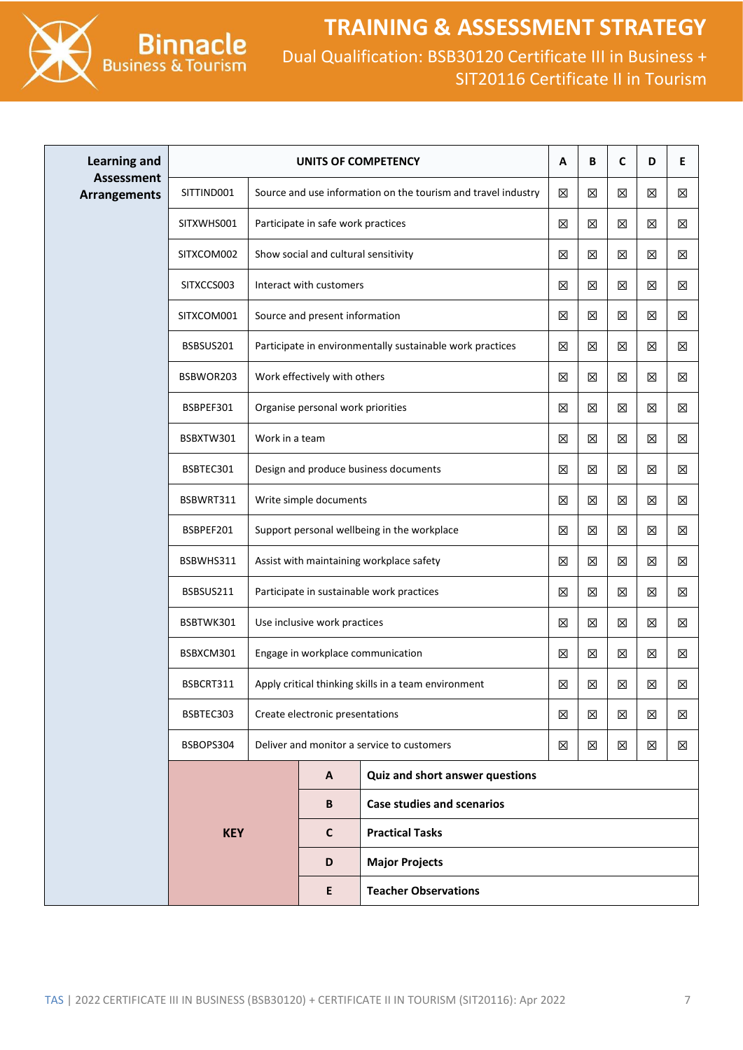| Learning and Assessment Arrangements | UNITS OF COMPETENCY | | A | B | C | D | E |
|---|---|---|---|---|---|---|---|
| | SITTIND001 | Source and use information on the tourism and travel industry | ☒ | ☒ | ☒ | ☒ | ☒ |
| | SITXWHS001 | Participate in safe work practices | ☒ | ☒ | ☒ | ☒ | ☒ |
| | SITXCOM002 | Show social and cultural sensitivity | ☒ | ☒ | ☒ | ☒ | ☒ |
| | SITXCCS003 | Interact with customers | ☒ | ☒ | ☒ | ☒ | ☒ |
| | SITXCOM001 | Source and present information | ☒ | ☒ | ☒ | ☒ | ☒ |
| | BSBSUS201 | Participate in environmentally sustainable work practices | ☒ | ☒ | ☒ | ☒ | ☒ |
| | BSBWOR203 | Work effectively with others | ☒ | ☒ | ☒ | ☒ | ☒ |
| | BSBPEF301 | Organise personal work priorities | ☒ | ☒ | ☒ | ☒ | ☒ |
| | BSBXTW301 | Work in a team | ☒ | ☒ | ☒ | ☒ | ☒ |
| | BSBTEC301 | Design and produce business documents | ☒ | ☒ | ☒ | ☒ | ☒ |
| | BSBWRT311 | Write simple documents | ☒ | ☒ | ☒ | ☒ | ☒ |
| | BSBPEF201 | Support personal wellbeing in the workplace | ☒ | ☒ | ☒ | ☒ | ☒ |
| | BSBWHS311 | Assist with maintaining workplace safety | ☒ | ☒ | ☒ | ☒ | ☒ |
| | BSBSUS211 | Participate in sustainable work practices | ☒ | ☒ | ☒ | ☒ | ☒ |
| | BSBTWK301 | Use inclusive work practices | ☒ | ☒ | ☒ | ☒ | ☒ |
| | BSBXCM301 | Engage in workplace communication | ☒ | ☒ | ☒ | ☒ | ☒ |
| | BSBCRT311 | Apply critical thinking skills in a team environment | ☒ | ☒ | ☒ | ☒ | ☒ |
| | BSBTEC303 | Create electronic presentations | ☒ | ☒ | ☒ | ☒ | ☒ |
| | BSBOPS304 | Deliver and monitor a service to customers | ☒ | ☒ | ☒ | ☒ | ☒ |

| KEY | | |
|---|---|---|
| | **A** | **Quiz and short answer questions** |
| | **B** | **Case studies and scenarios** |
| | **C** | **Practical Tasks** |
| | **D** | **Major Projects** |
| | **E** | **Teacher Observations** |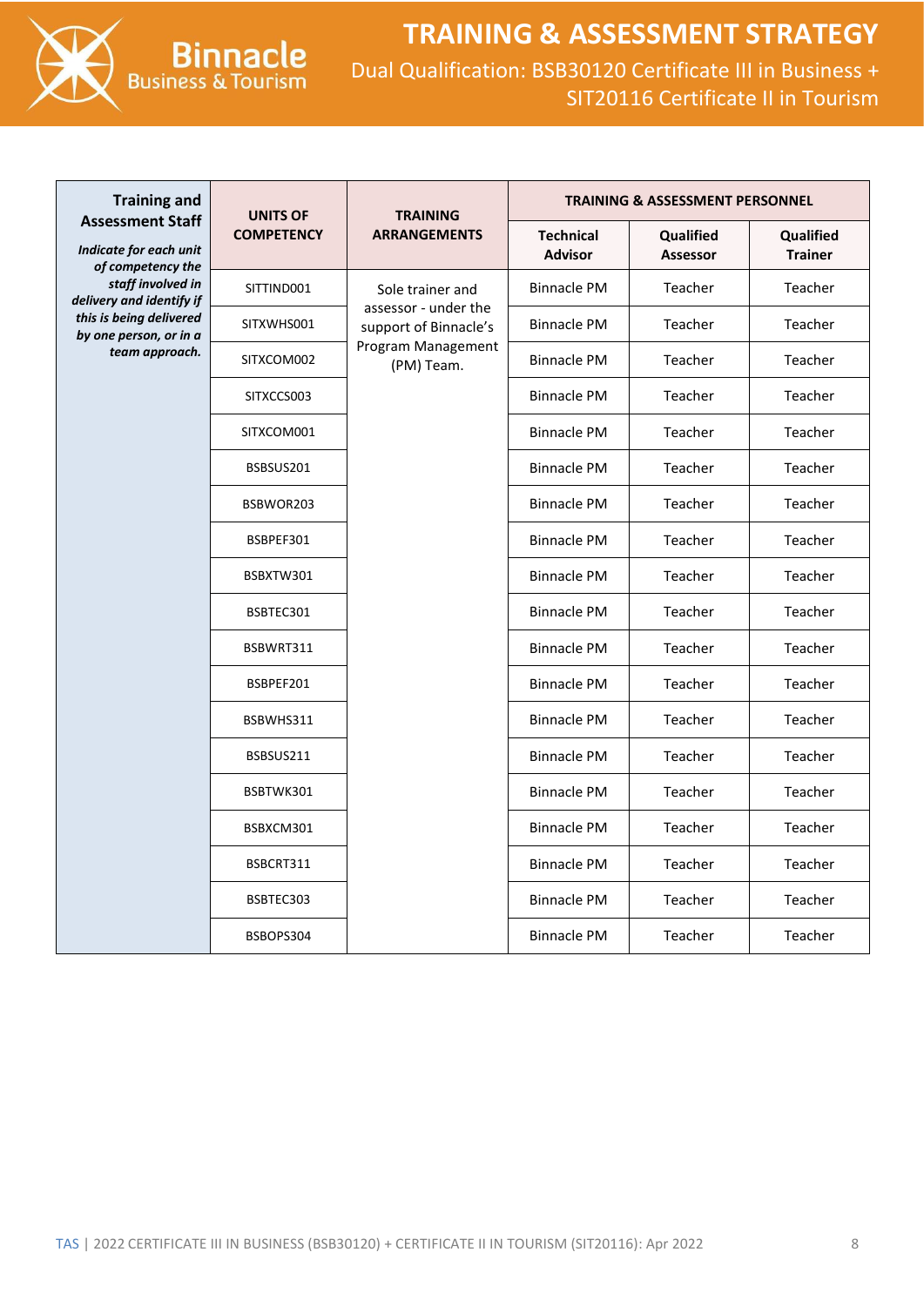| **Training and Assessment Staff** *Indicate for each unit of competency the staff involved in delivery and identify if this is being delivered by one person, or in a team approach.* | **UNITS OF COMPETENCY** | **TRAINING ARRANGEMENTS** | **TRAINING & ASSESSMENT PERSONNEL** | | |
|---|---|---|---|---|---|
| | | | **Technical Advisor** | **Qualified Assessor** | **Qualified Trainer** |
| | SITTIND001 | Sole trainer and assessor - under the support of Binnacle's Program Management (PM) Team. | Binnacle PM | Teacher | Teacher |
| | SITXWHS001 | | Binnacle PM | Teacher | Teacher |
| | SITXCOM002 | | Binnacle PM | Teacher | Teacher |
| | SITXCCS003 | | Binnacle PM | Teacher | Teacher |
| | SITXCOM001 | | Binnacle PM | Teacher | Teacher |
| | BSBSUS201 | | Binnacle PM | Teacher | Teacher |
| | BSBWOR203 | | Binnacle PM | Teacher | Teacher |
| | BSBPEF301 | | Binnacle PM | Teacher | Teacher |
| | BSBXTW301 | | Binnacle PM | Teacher | Teacher |
| | BSBTEC301 | | Binnacle PM | Teacher | Teacher |
| | BSBWRT311 | | Binnacle PM | Teacher | Teacher |
| | BSBPEF201 | | Binnacle PM | Teacher | Teacher |
| | BSBWHS311 | | Binnacle PM | Teacher | Teacher |
| | BSBSUS211 | | Binnacle PM | Teacher | Teacher |
| | BSBTWK301 | | Binnacle PM | Teacher | Teacher |
| | BSBXCM301 | | Binnacle PM | Teacher | Teacher |
| | BSBCRT311 | | Binnacle PM | Teacher | Teacher |
| | BSBTEC303 | | Binnacle PM | Teacher | Teacher |
| | BSBOPS304 | | Binnacle PM | Teacher | Teacher |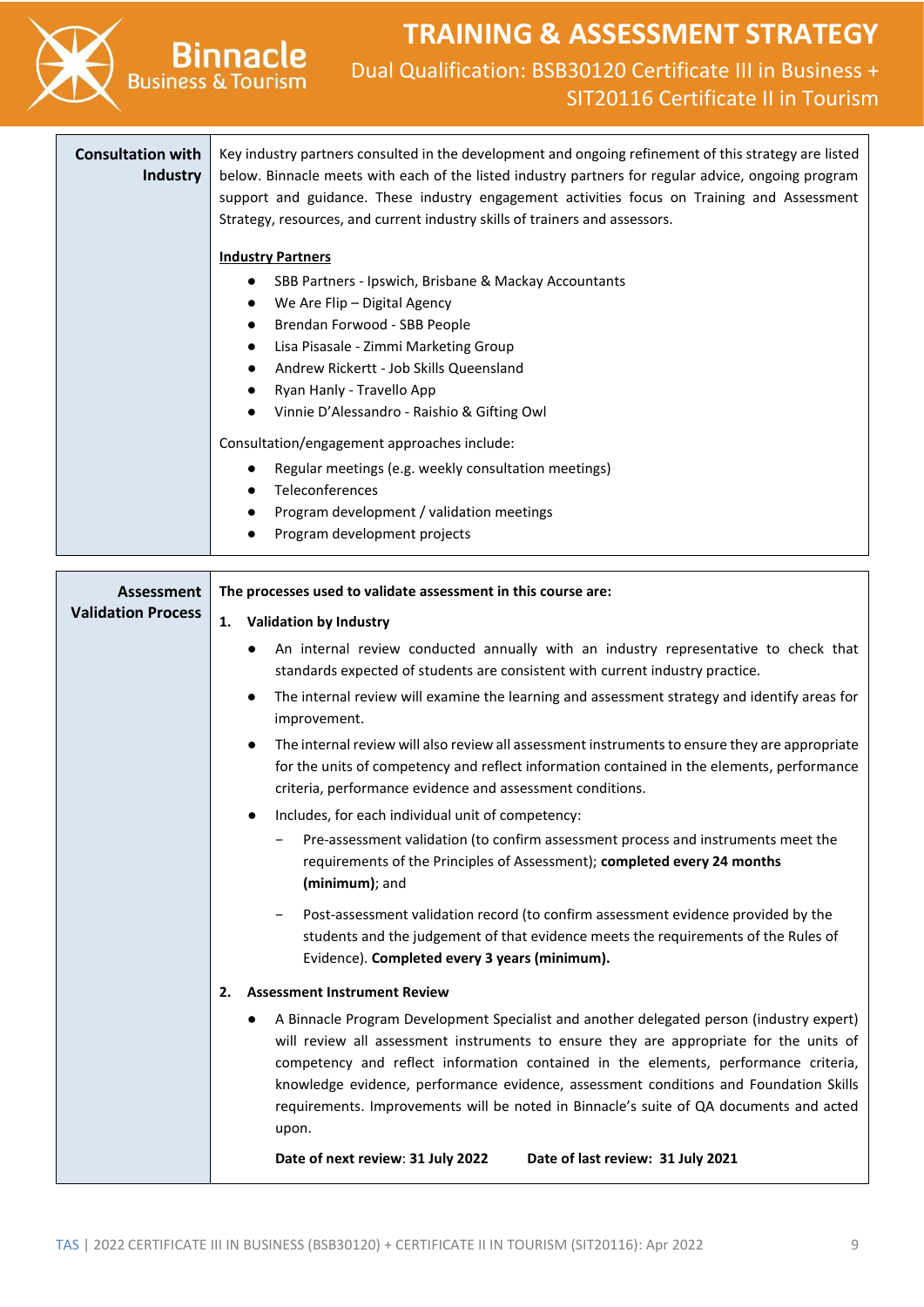| Consultation with Industry | Key industry partners consulted in the development and ongoing refinement of this strategy are listed below. Binnacle meets with each of the listed industry partners for regular advice, ongoing program support and guidance. These industry engagement activities focus on Training and Assessment Strategy, resources, and current industry skills of trainers and assessors.<br><br>**Industry Partners**<br>● SBB Partners - Ipswich, Brisbane & Mackay Accountants<br>● We Are Flip – Digital Agency<br>● Brendan Forwood - SBB People<br>● Lisa Pisasale - Zimmi Marketing Group<br>● Andrew Rickertt - Job Skills Queensland<br>● Ryan Hanly - Travello App<br>● Vinnie D'Alessandro - Raishio & Gifting Owl<br><br>Consultation/engagement approaches include:<br>● Regular meetings (e.g. weekly consultation meetings)<br>● Teleconferences<br>● Program development / validation meetings<br>● Program development projects |
|---|---|

| Assessment Validation Process | **The processes used to validate assessment in this course are:**<br><br>**1. Validation by Industry**<br>● An internal review conducted annually with an industry representative to check that standards expected of students are consistent with current industry practice.<br>● The internal review will examine the learning and assessment strategy and identify areas for improvement.<br>● The internal review will also review all assessment instruments to ensure they are appropriate for the units of competency and reflect information contained in the elements, performance criteria, performance evidence and assessment conditions.<br>● Includes, for each individual unit of competency:<br>&nbsp;&nbsp;– Pre-assessment validation (to confirm assessment process and instruments meet the requirements of the Principles of Assessment); **completed every 24 months (minimum)**; and<br>&nbsp;&nbsp;– Post-assessment validation record (to confirm assessment evidence provided by the students and the judgement of that evidence meets the requirements of the Rules of Evidence). **Completed every 3 years (minimum).**<br><br>**2. Assessment Instrument Review**<br>● A Binnacle Program Development Specialist and another delegated person (industry expert) will review all assessment instruments to ensure they are appropriate for the units of competency and reflect information contained in the elements, performance criteria, knowledge evidence, performance evidence, assessment conditions and Foundation Skills requirements. Improvements will be noted in Binnacle's suite of QA documents and acted upon.<br><br>**Date of next review**: **31 July 2022** **Date of last review: 31 July 2021** |
|---|---|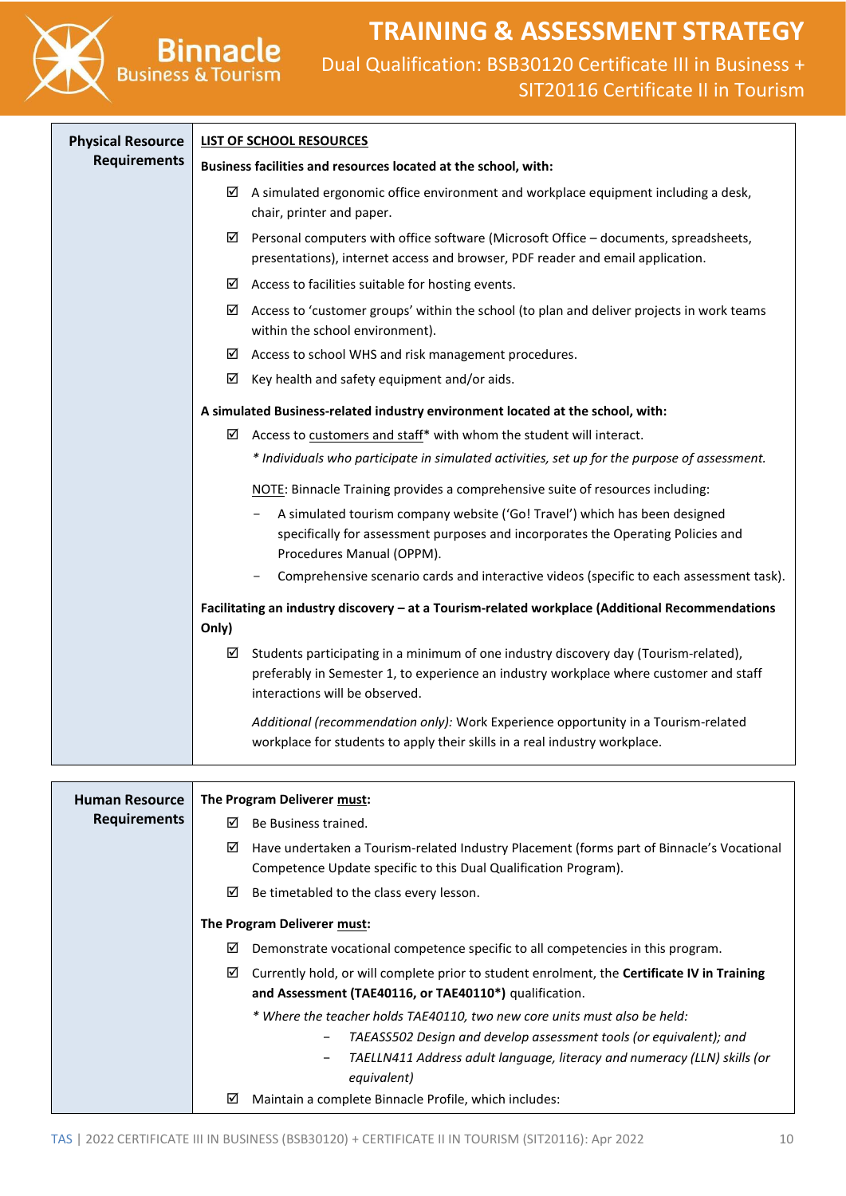| Physical Resource Requirements | **<u>LIST OF SCHOOL RESOURCES</u>**<br>**Business facilities and resources located at the school, with:**<br>☑ A simulated ergonomic office environment and workplace equipment including a desk, chair, printer and paper.<br>☑ Personal computers with office software (Microsoft Office – documents, spreadsheets, presentations), internet access and browser, PDF reader and email application.<br>☑ Access to facilities suitable for hosting events.<br>☑ Access to 'customer groups' within the school (to plan and deliver projects in work teams within the school environment).<br>☑ Access to school WHS and risk management procedures.<br>☑ Key health and safety equipment and/or aids.<br>**A simulated Business-related industry environment located at the school, with:**<br>☑ Access to <u>customers and staff</u>* with whom the student will interact.<br>*\* Individuals who participate in simulated activities, set up for the purpose of assessment.*<br><u>NOTE</u>: Binnacle Training provides a comprehensive suite of resources including:<br>– A simulated tourism company website ('Go! Travel') which has been designed specifically for assessment purposes and incorporates the Operating Policies and Procedures Manual (OPPM).<br>– Comprehensive scenario cards and interactive videos (specific to each assessment task).<br>**Facilitating an industry discovery – at a Tourism-related workplace (Additional Recommendations Only)**<br>☑ Students participating in a minimum of one industry discovery day (Tourism-related), preferably in Semester 1, to experience an industry workplace where customer and staff interactions will be observed.<br>*Additional (recommendation only):* Work Experience opportunity in a Tourism-related workplace for students to apply their skills in a real industry workplace. |
|---|---|

| Human Resource Requirements | **The Program Deliverer <u>must</u>:**<br>☑ Be Business trained.<br>☑ Have undertaken a Tourism-related Industry Placement (forms part of Binnacle's Vocational Competence Update specific to this Dual Qualification Program).<br>☑ Be timetabled to the class every lesson.<br>**The Program Deliverer <u>must</u>:**<br>☑ Demonstrate vocational competence specific to all competencies in this program.<br>☑ Currently hold, or will complete prior to student enrolment, the **Certificate IV in Training and Assessment (TAE40116, or TAE40110\*)** qualification.<br>*\* Where the teacher holds TAE40110, two new core units must also be held:*<br>– *TAEASS502 Design and develop assessment tools (or equivalent); and*<br>– *TAELLN411 Address adult language, literacy and numeracy (LLN) skills (or equivalent)*<br>☑ Maintain a complete Binnacle Profile, which includes: |
|---|---|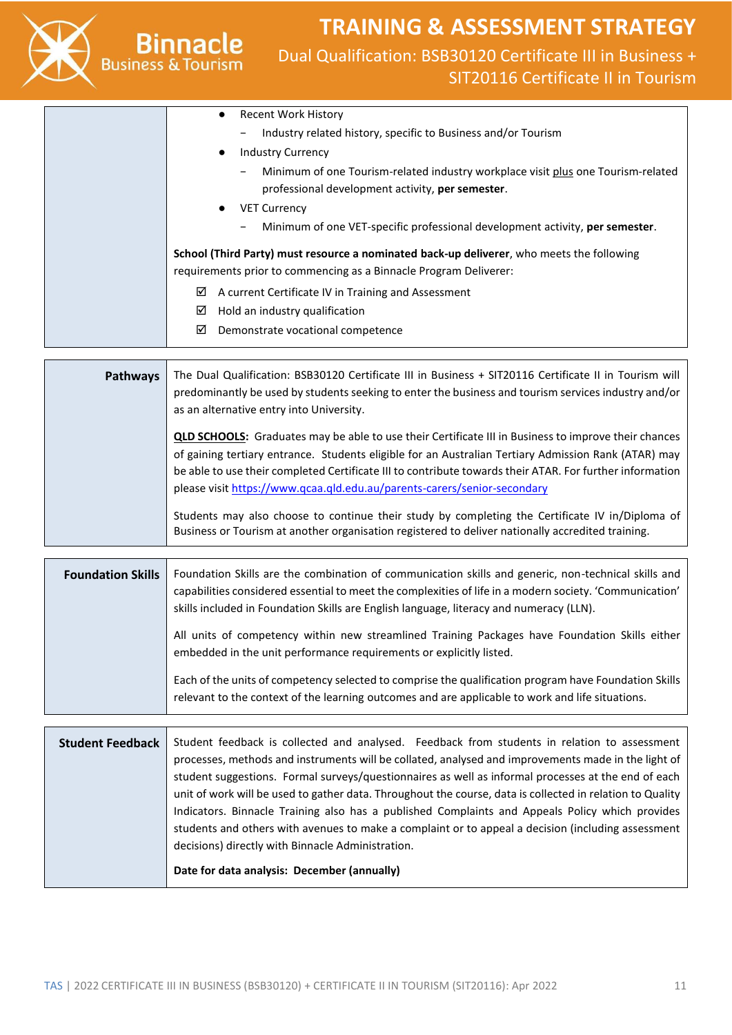| | |
|---|---|
| | • Recent Work History<br>  − Industry related history, specific to Business and/or Tourism<br>• Industry Currency<br>  − Minimum of one Tourism-related industry workplace visit plus one Tourism-related professional development activity, **per semester**.<br>• VET Currency<br>  − Minimum of one VET-specific professional development activity, **per semester**.<br><br>**School (Third Party) must resource a nominated back-up deliverer**, who meets the following requirements prior to commencing as a Binnacle Program Deliverer:<br>☑ A current Certificate IV in Training and Assessment<br>☑ Hold an industry qualification<br>☑ Demonstrate vocational competence |

| | |
|---|---|
| **Pathways** | The Dual Qualification: BSB30120 Certificate III in Business + SIT20116 Certificate II in Tourism will predominantly be used by students seeking to enter the business and tourism services industry and/or as an alternative entry into University.<br><br>**QLD SCHOOLS:** Graduates may be able to use their Certificate III in Business to improve their chances of gaining tertiary entrance. Students eligible for an Australian Tertiary Admission Rank (ATAR) may be able to use their completed Certificate III to contribute towards their ATAR. For further information please visit https://www.qcaa.qld.edu.au/parents-carers/senior-secondary<br><br>Students may also choose to continue their study by completing the Certificate IV in/Diploma of Business or Tourism at another organisation registered to deliver nationally accredited training. |

| | |
|---|---|
| **Foundation Skills** | Foundation Skills are the combination of communication skills and generic, non-technical skills and capabilities considered essential to meet the complexities of life in a modern society. 'Communication' skills included in Foundation Skills are English language, literacy and numeracy (LLN).<br><br>All units of competency within new streamlined Training Packages have Foundation Skills either embedded in the unit performance requirements or explicitly listed.<br><br>Each of the units of competency selected to comprise the qualification program have Foundation Skills relevant to the context of the learning outcomes and are applicable to work and life situations. |

| | |
|---|---|
| **Student Feedback** | Student feedback is collected and analysed. Feedback from students in relation to assessment processes, methods and instruments will be collated, analysed and improvements made in the light of student suggestions. Formal surveys/questionnaires as well as informal processes at the end of each unit of work will be used to gather data. Throughout the course, data is collected in relation to Quality Indicators. Binnacle Training also has a published Complaints and Appeals Policy which provides students and others with avenues to make a complaint or to appeal a decision (including assessment decisions) directly with Binnacle Administration.<br><br>**Date for data analysis: December (annually)** |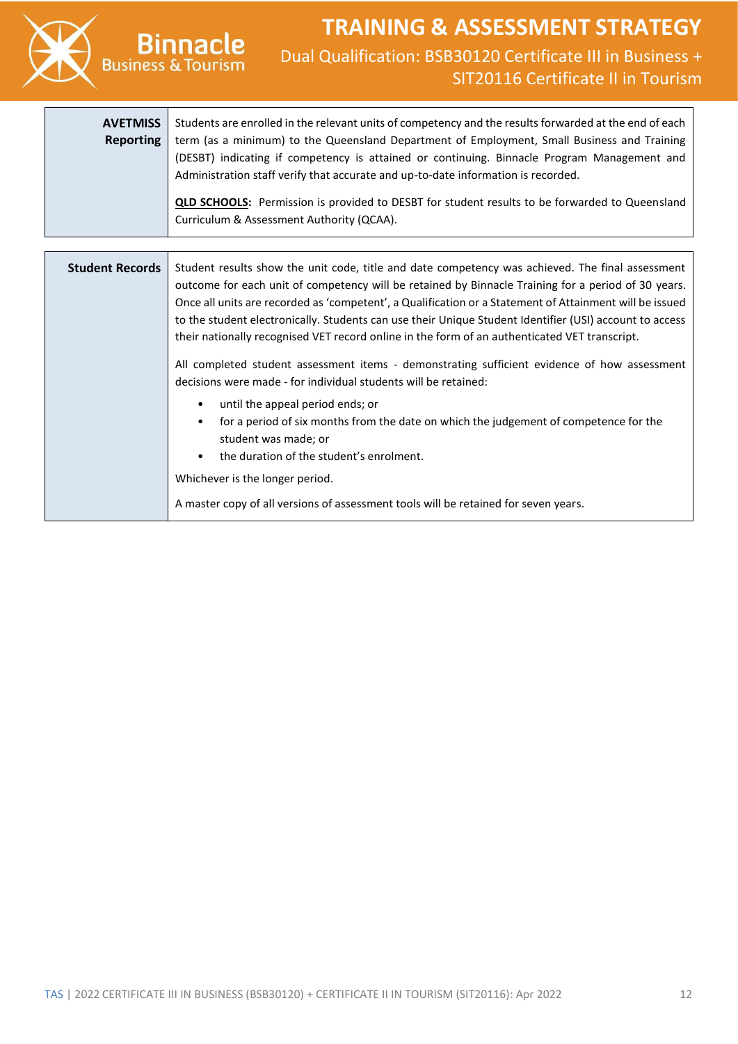| | |
|---|---|
| **AVETMISS Reporting** | Students are enrolled in the relevant units of competency and the results forwarded at the end of each term (as a minimum) to the Queensland Department of Employment, Small Business and Training (DESBT) indicating if competency is attained or continuing. Binnacle Program Management and Administration staff verify that accurate and up-to-date information is recorded.<br><br>**QLD SCHOOLS:** Permission is provided to DESBT for student results to be forwarded to Queensland Curriculum & Assessment Authority (QCAA). |

| | |
|---|---|
| **Student Records** | Student results show the unit code, title and date competency was achieved. The final assessment outcome for each unit of competency will be retained by Binnacle Training for a period of 30 years. Once all units are recorded as 'competent', a Qualification or a Statement of Attainment will be issued to the student electronically. Students can use their Unique Student Identifier (USI) account to access their nationally recognised VET record online in the form of an authenticated VET transcript.<br><br>All completed student assessment items - demonstrating sufficient evidence of how assessment decisions were made - for individual students will be retained:<br><br>• until the appeal period ends; or<br>• for a period of six months from the date on which the judgement of competence for the student was made; or<br>• the duration of the student's enrolment.<br><br>Whichever is the longer period.<br><br>A master copy of all versions of assessment tools will be retained for seven years. |